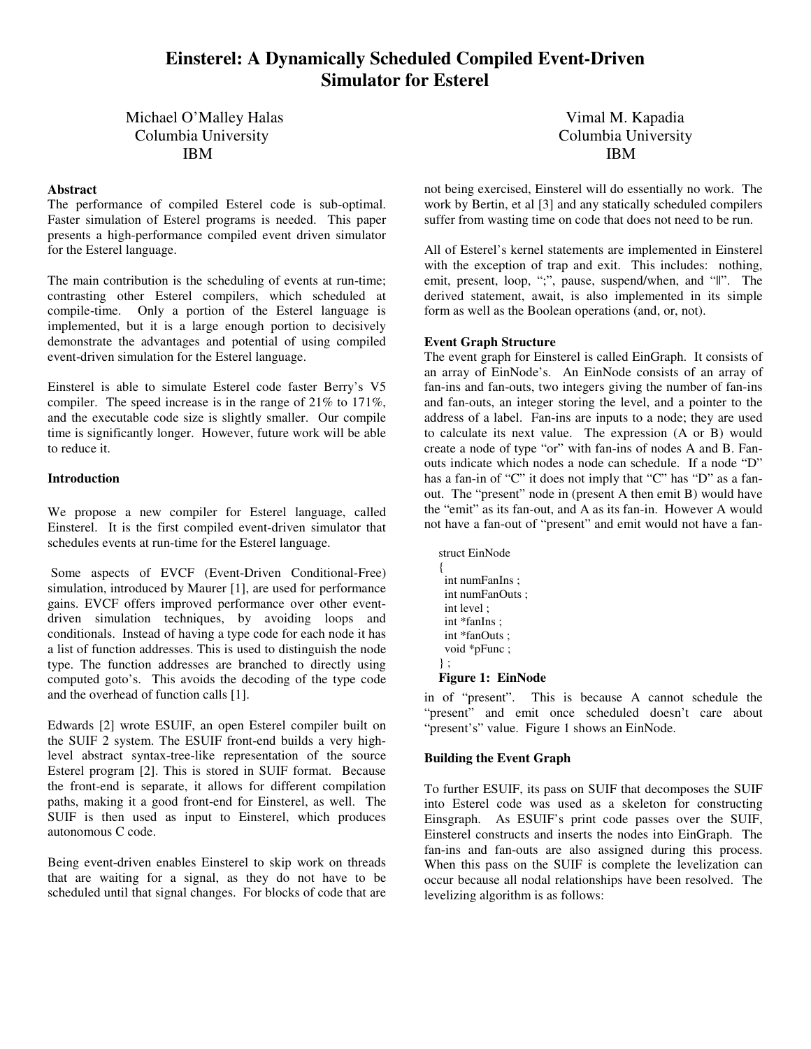# Einsterel: A Dynamically Scheduled Compiled Event-Driven Simulator for Esterel

Michael O'Malley Halas
Columbia University
IBM

Vimal M. Kapadia
Columbia University
IBM

### Abstract

The performance of compiled Esterel code is sub-optimal. Faster simulation of Esterel programs is needed. This paper presents a high-performance compiled event driven simulator for the Esterel language.

The main contribution is the scheduling of events at run-time; contrasting other Esterel compilers, which scheduled at compile-time. Only a portion of the Esterel language is implemented, but it is a large enough portion to decisively demonstrate the advantages and potential of using compiled event-driven simulation for the Esterel language.

Einsterel is able to simulate Esterel code faster Berry's V5 compiler. The speed increase is in the range of 21% to 171%, and the executable code size is slightly smaller. Our compile time is significantly longer. However, future work will be able to reduce it.

### Introduction

We propose a new compiler for Esterel language, called Einsterel. It is the first compiled event-driven simulator that schedules events at run-time for the Esterel language.

Some aspects of EVCF (Event-Driven Conditional-Free) simulation, introduced by Maurer [1], are used for performance gains. EVCF offers improved performance over other event-driven simulation techniques, by avoiding loops and conditionals. Instead of having a type code for each node it has a list of function addresses. This is used to distinguish the node type. The function addresses are branched to directly using computed goto's. This avoids the decoding of the type code and the overhead of function calls [1].

Edwards [2] wrote ESUIF, an open Esterel compiler built on the SUIF 2 system. The ESUIF front-end builds a very high-level abstract syntax-tree-like representation of the source Esterel program [2]. This is stored in SUIF format. Because the front-end is separate, it allows for different compilation paths, making it a good front-end for Einsterel, as well. The SUIF is then used as input to Einsterel, which produces autonomous C code.

Being event-driven enables Einsterel to skip work on threads that are waiting for a signal, as they do not have to be scheduled until that signal changes. For blocks of code that are not being exercised, Einsterel will do essentially no work. The work by Bertin, et al [3] and any statically scheduled compilers suffer from wasting time on code that does not need to be run.

All of Esterel's kernel statements are implemented in Einsterel with the exception of trap and exit. This includes: nothing, emit, present, loop, ";", pause, suspend/when, and "||". The derived statement, await, is also implemented in its simple form as well as the Boolean operations (and, or, not).

### Event Graph Structure

The event graph for Einsterel is called EinGraph. It consists of an array of EinNode's. An EinNode consists of an array of fan-ins and fan-outs, two integers giving the number of fan-ins and fan-outs, an integer storing the level, and a pointer to the address of a label. Fan-ins are inputs to a node; they are used to calculate its next value. The expression (A or B) would create a node of type "or" with fan-ins of nodes A and B. Fan-outs indicate which nodes a node can schedule. If a node "D" has a fan-in of "C" it does not imply that "C" has "D" as a fan-out. The "present" node in (present A then emit B) would have the "emit" as its fan-out, and A as its fan-in. However A would not have a fan-out of "present" and emit would not have a fan-in of "present". This is because A cannot schedule the "present" and emit once scheduled doesn't care about "present's" value. Figure 1 shows an EinNode.

```
struct EinNode
{
  int numFanIns ;
  int numFanOuts ;
  int level ;
  int *fanIns ;
  int *fanOuts ;
  void *pFunc ;
} ;
```

**Figure 1: EinNode**

### Building the Event Graph

To further ESUIF, its pass on SUIF that decomposes the SUIF into Esterel code was used as a skeleton for constructing Einsgraph. As ESUIF's print code passes over the SUIF, Einsterel constructs and inserts the nodes into EinGraph. The fan-ins and fan-outs are also assigned during this process. When this pass on the SUIF is complete the levelization can occur because all nodal relationships have been resolved. The levelizing algorithm is as follows: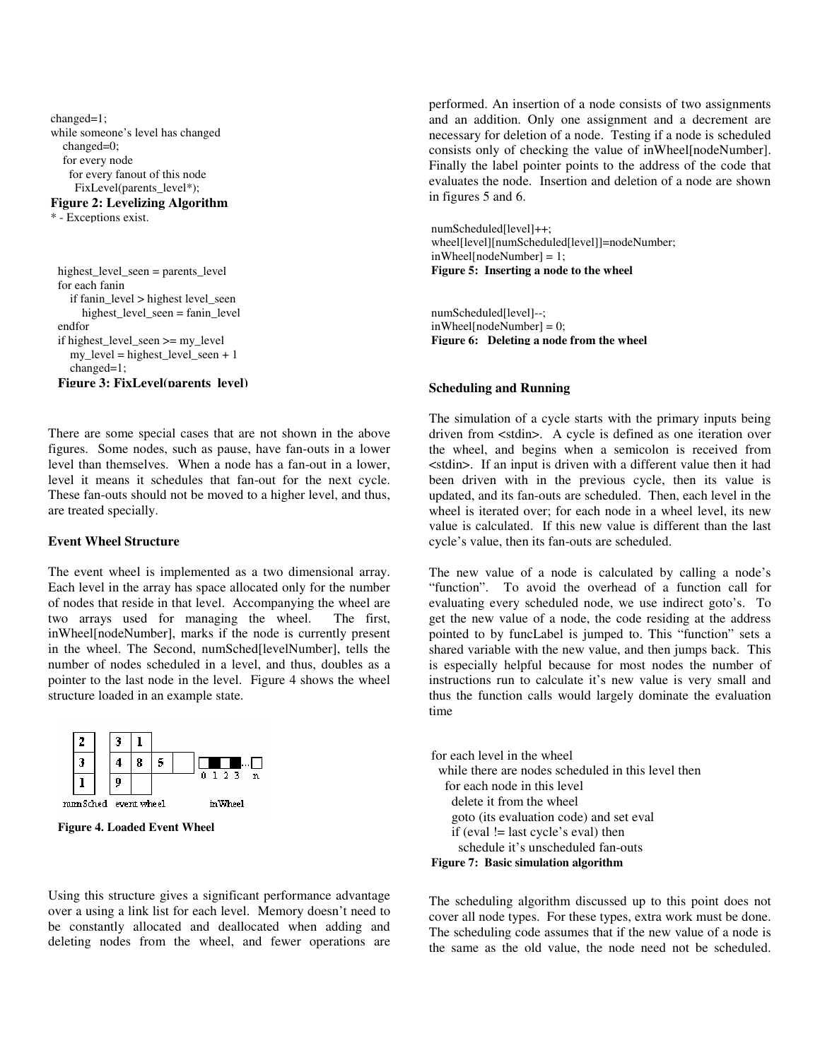```
changed=1;
while someone's level has changed
   changed=0;
   for every node
     for every fanout of this node
       FixLevel(parents_level*);
```

**Figure 2: Levelizing Algorithm**

* - Exceptions exist.

```
highest_level_seen = parents_level
for each fanin
    if fanin_level > highest level_seen
        highest_level_seen = fanin_level
endfor
if highest_level_seen >= my_level
    my_level = highest_level_seen + 1
    changed=1;
```

**Figure 3: FixLevel(parents_level)**

There are some special cases that are not shown in the above figures. Some nodes, such as pause, have fan-outs in a lower level than themselves. When a node has a fan-out in a lower, level it means it schedules that fan-out for the next cycle. These fan-outs should not be moved to a higher level, and thus, are treated specially.

**Event Wheel Structure**

The event wheel is implemented as a two dimensional array. Each level in the array has space allocated only for the number of nodes that reside in that level. Accompanying the wheel are two arrays used for managing the wheel. The first, inWheel[nodeNumber], marks if the node is currently present in the wheel. The Second, numSched[levelNumber], tells the number of nodes scheduled in a level, and thus, doubles as a pointer to the last node in the level. Figure 4 shows the wheel structure loaded in an example state.

| numSched | event wheel | | | |
|---|---|---|---|---|
| 2 | 3 | 1 | | |
| 3 | 4 | 8 | 5 | |
| 1 | 9 | | | |

inWheel: 0 1 2 3 ... n

**Figure 4. Loaded Event Wheel**

Using this structure gives a significant performance advantage over a using a link list for each level. Memory doesn't need to be constantly allocated and deallocated when adding and deleting nodes from the wheel, and fewer operations are performed. An insertion of a node consists of two assignments and an addition. Only one assignment and a decrement are necessary for deletion of a node. Testing if a node is scheduled consists only of checking the value of inWheel[nodeNumber]. Finally the label pointer points to the address of the code that evaluates the node. Insertion and deletion of a node are shown in figures 5 and 6.

```
numScheduled[level]++;
wheel[level][numScheduled[level]]=nodeNumber;
inWheel[nodeNumber] = 1;
```

**Figure 5: Inserting a node to the wheel**

```
numScheduled[level]--;
inWheel[nodeNumber] = 0;
```

**Figure 6: Deleting a node from the wheel**

**Scheduling and Running**

The simulation of a cycle starts with the primary inputs being driven from <stdin>. A cycle is defined as one iteration over the wheel, and begins when a semicolon is received from <stdin>. If an input is driven with a different value then it had been driven with in the previous cycle, then its value is updated, and its fan-outs are scheduled. Then, each level in the wheel is iterated over; for each node in a wheel level, its new value is calculated. If this new value is different than the last cycle's value, then its fan-outs are scheduled.

The new value of a node is calculated by calling a node's "function". To avoid the overhead of a function call for evaluating every scheduled node, we use indirect goto's. To get the new value of a node, the code residing at the address pointed to by funcLabel is jumped to. This "function" sets a shared variable with the new value, and then jumps back. This is especially helpful because for most nodes the number of instructions run to calculate it's new value is very small and thus the function calls would largely dominate the evaluation time

```
for each level in the wheel
  while there are nodes scheduled in this level then
    for each node in this level
      delete it from the wheel
      goto (its evaluation code) and set eval
      if (eval != last cycle's eval) then
        schedule it's unscheduled fan-outs
```

**Figure 7: Basic simulation algorithm**

The scheduling algorithm discussed up to this point does not cover all node types. For these types, extra work must be done. The scheduling code assumes that if the new value of a node is the same as the old value, the node need not be scheduled.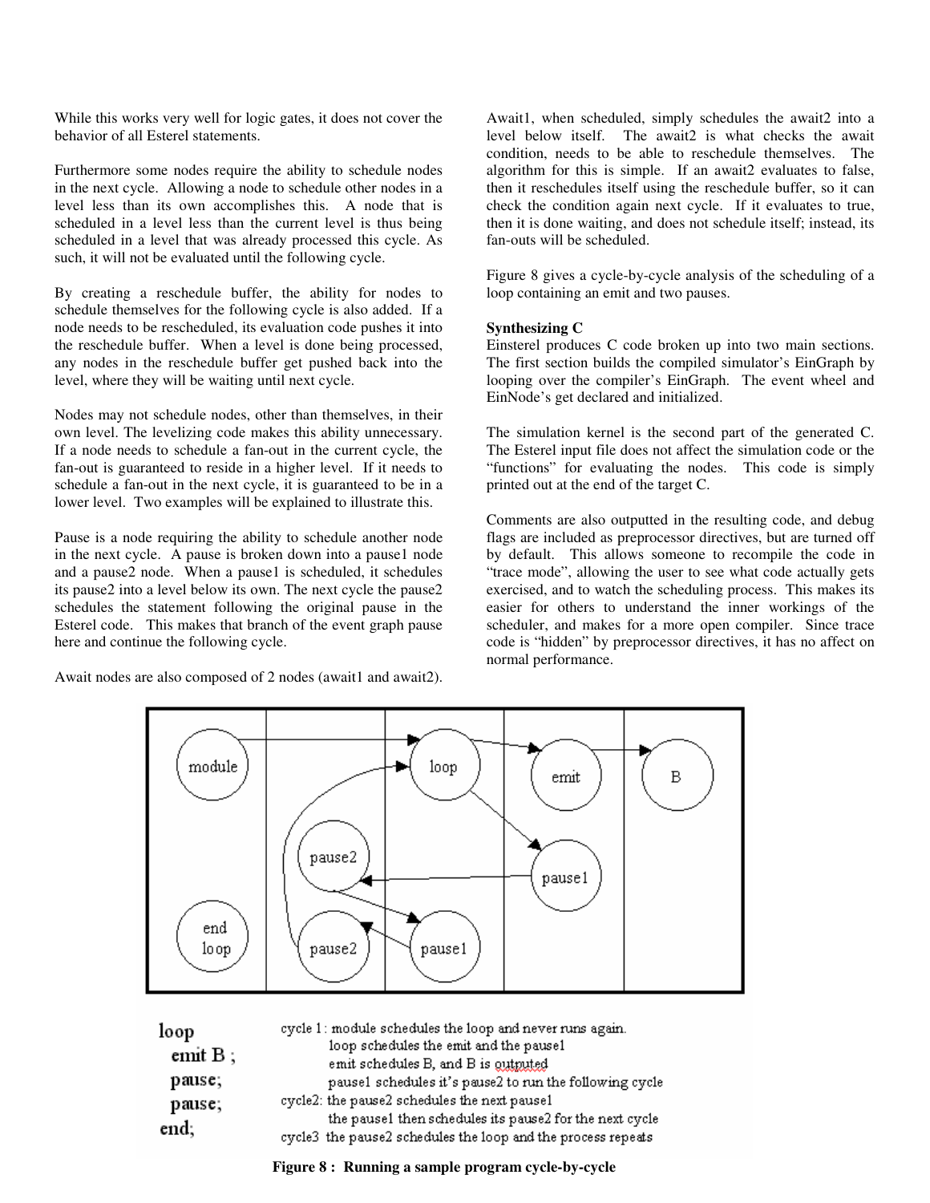While this works very well for logic gates, it does not cover the behavior of all Esterel statements.

Furthermore some nodes require the ability to schedule nodes in the next cycle. Allowing a node to schedule other nodes in a level less than its own accomplishes this. A node that is scheduled in a level less than the current level is thus being scheduled in a level that was already processed this cycle. As such, it will not be evaluated until the following cycle.

By creating a reschedule buffer, the ability for nodes to schedule themselves for the following cycle is also added. If a node needs to be rescheduled, its evaluation code pushes it into the reschedule buffer. When a level is done being processed, any nodes in the reschedule buffer get pushed back into the level, where they will be waiting until next cycle.

Nodes may not schedule nodes, other than themselves, in their own level. The levelizing code makes this ability unnecessary. If a node needs to schedule a fan-out in the current cycle, the fan-out is guaranteed to reside in a higher level. If it needs to schedule a fan-out in the next cycle, it is guaranteed to be in a lower level. Two examples will be explained to illustrate this.

Pause is a node requiring the ability to schedule another node in the next cycle. A pause is broken down into a pause1 node and a pause2 node. When a pause1 is scheduled, it schedules its pause2 into a level below its own. The next cycle the pause2 schedules the statement following the original pause in the Esterel code. This makes that branch of the event graph pause here and continue the following cycle.

Await nodes are also composed of 2 nodes (await1 and await2). Await1, when scheduled, simply schedules the await2 into a level below itself. The await2 is what checks the await condition, needs to be able to reschedule themselves. The algorithm for this is simple. If an await2 evaluates to false, then it reschedules itself using the reschedule buffer, so it can check the condition again next cycle. If it evaluates to true, then it is done waiting, and does not schedule itself; instead, its fan-outs will be scheduled.

Figure 8 gives a cycle-by-cycle analysis of the scheduling of a loop containing an emit and two pauses.

**Synthesizing C**

Einsterel produces C code broken up into two main sections. The first section builds the compiled simulator's EinGraph by looping over the compiler's EinGraph. The event wheel and EinNode's get declared and initialized.

The simulation kernel is the second part of the generated C. The Esterel input file does not affect the simulation code or the "functions" for evaluating the nodes. This code is simply printed out at the end of the target C.

Comments are also outputted in the resulting code, and debug flags are included as preprocessor directives, but are turned off by default. This allows someone to recompile the code in "trace mode", allowing the user to see what code actually gets exercised, and to watch the scheduling process. This makes its easier for others to understand the inner workings of the scheduler, and makes for a more open compiler. Since trace code is "hidden" by preprocessor directives, it has no affect on normal performance.

```
loop
  emit B ;
  pause;
  pause;
end;
```

cycle 1: module schedules the loop and never runs again.
loop schedules the emit and the pause1
emit schedules B, and B is outputed
pause1 schedules it's pause2 to run the following cycle
cycle2: the pause2 schedules the next pause1
the pause1 then schedules its pause2 for the next cycle
cycle3 the pause2 schedules the loop and the process repeats

**Figure 8 : Running a sample program cycle-by-cycle**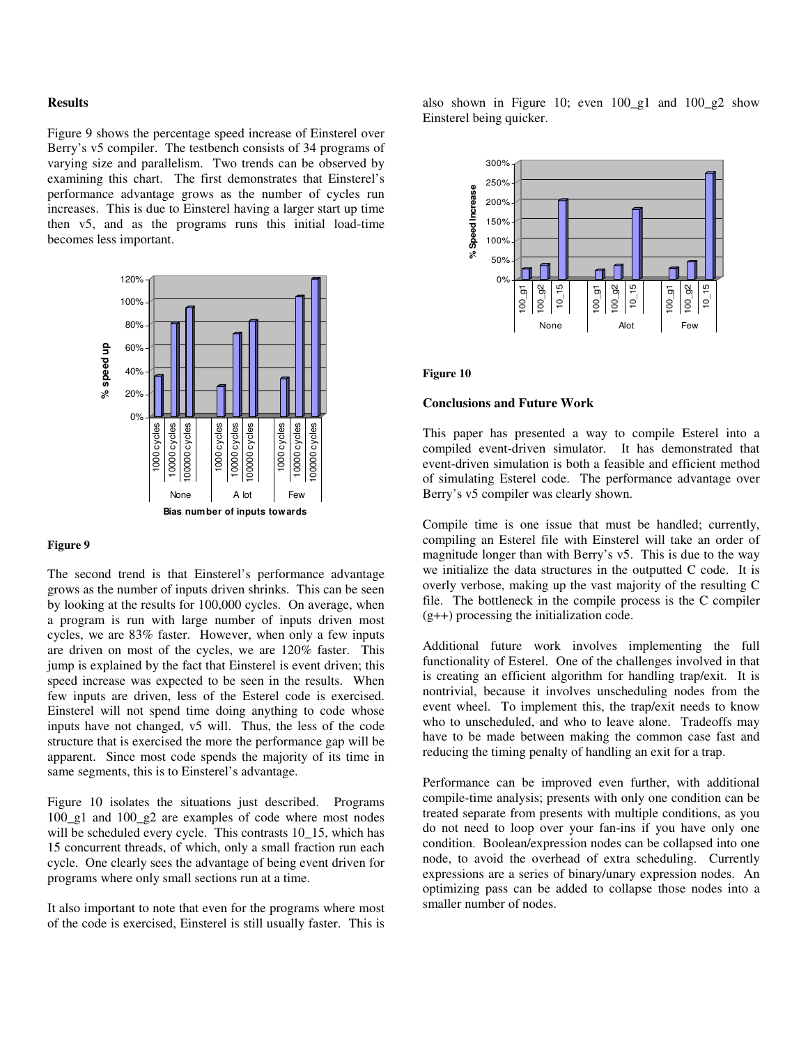### Results

Figure 9 shows the percentage speed increase of Einsterel over Berry's v5 compiler. The testbench consists of 34 programs of varying size and parallelism. Two trends can be observed by examining this chart. The first demonstrates that Einsterel's performance advantage grows as the number of cycles run increases. This is due to Einsterel having a larger start up time then v5, and as the programs runs this initial load-time becomes less important.

**Figure 9**

The second trend is that Einsterel's performance advantage grows as the number of inputs driven shrinks. This can be seen by looking at the results for 100,000 cycles. On average, when a program is run with large number of inputs driven most cycles, we are 83% faster. However, when only a few inputs are driven on most of the cycles, we are 120% faster. This jump is explained by the fact that Einsterel is event driven; this speed increase was expected to be seen in the results. When few inputs are driven, less of the Esterel code is exercised. Einsterel will not spend time doing anything to code whose inputs have not changed, v5 will. Thus, the less of the code structure that is exercised the more the performance gap will be apparent. Since most code spends the majority of its time in same segments, this is to Einsterel's advantage.

Figure 10 isolates the situations just described. Programs 100_g1 and 100_g2 are examples of code where most nodes will be scheduled every cycle. This contrasts 10_15, which has 15 concurrent threads, of which, only a small fraction run each cycle. One clearly sees the advantage of being event driven for programs where only small sections run at a time.

It also important to note that even for the programs where most of the code is exercised, Einsterel is still usually faster. This is also shown in Figure 10; even 100_g1 and 100_g2 show Einsterel being quicker.

**Figure 10**

### Conclusions and Future Work

This paper has presented a way to compile Esterel into a compiled event-driven simulator. It has demonstrated that event-driven simulation is both a feasible and efficient method of simulating Esterel code. The performance advantage over Berry's v5 compiler was clearly shown.

Compile time is one issue that must be handled; currently, compiling an Esterel file with Einsterel will take an order of magnitude longer than with Berry's v5. This is due to the way we initialize the data structures in the outputted C code. It is overly verbose, making up the vast majority of the resulting C file. The bottleneck in the compile process is the C compiler (g++) processing the initialization code.

Additional future work involves implementing the full functionality of Esterel. One of the challenges involved in that is creating an efficient algorithm for handling trap/exit. It is nontrivial, because it involves unscheduling nodes from the event wheel. To implement this, the trap/exit needs to know who to unscheduled, and who to leave alone. Tradeoffs may have to be made between making the common case fast and reducing the timing penalty of handling an exit for a trap.

Performance can be improved even further, with additional compile-time analysis; presents with only one condition can be treated separate from presents with multiple conditions, as you do not need to loop over your fan-ins if you have only one condition. Boolean/expression nodes can be collapsed into one node, to avoid the overhead of extra scheduling. Currently expressions are a series of binary/unary expression nodes. An optimizing pass can be added to collapse those nodes into a smaller number of nodes.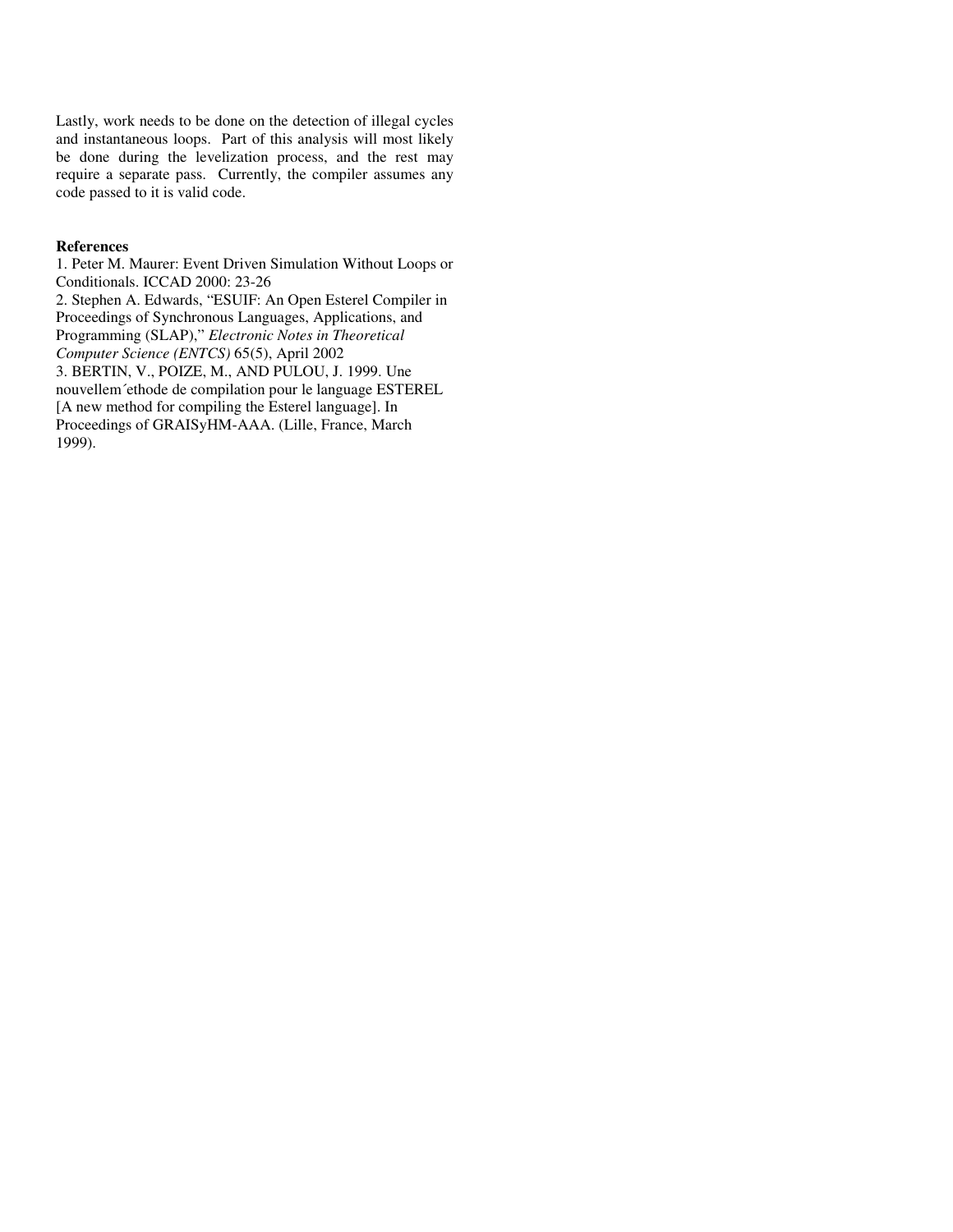Lastly, work needs to be done on the detection of illegal cycles and instantaneous loops. Part of this analysis will most likely be done during the levelization process, and the rest may require a separate pass. Currently, the compiler assumes any code passed to it is valid code.

**References**

1. Peter M. Maurer: Event Driven Simulation Without Loops or Conditionals. ICCAD 2000: 23-26
2. Stephen A. Edwards, "ESUIF: An Open Esterel Compiler in Proceedings of Synchronous Languages, Applications, and Programming (SLAP)," *Electronic Notes in Theoretical Computer Science (ENTCS)* 65(5), April 2002
3. BERTIN, V., POIZE, M., AND PULOU, J. 1999. Une nouvellem´ethode de compilation pour le language ESTEREL [A new method for compiling the Esterel language]. In Proceedings of GRAISyHM-AAA. (Lille, France, March 1999).